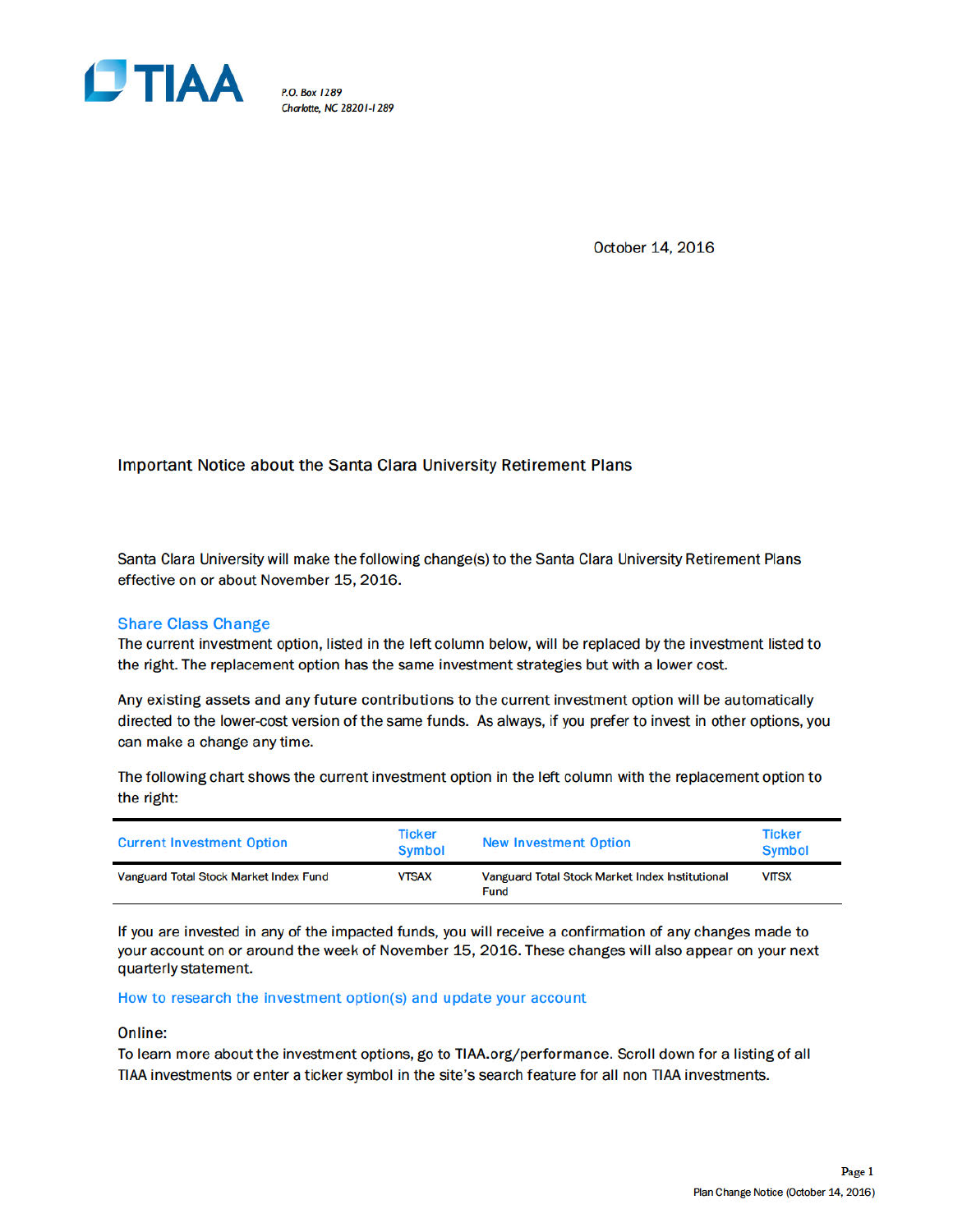TIAA

P.O. Box 1289
Charlotte, NC 28201-1289

October 14, 2016

## Important Notice about the Santa Clara University Retirement Plans

Santa Clara University will make the following change(s) to the Santa Clara University Retirement Plans effective on or about November 15, 2016.

### Share Class Change

The current investment option, listed in the left column below, will be replaced by the investment listed to the right. The replacement option has the same investment strategies but with a lower cost.

Any existing assets and any future contributions to the current investment option will be automatically directed to the lower-cost version of the same funds. As always, if you prefer to invest in other options, you can make a change any time.

The following chart shows the current investment option in the left column with the replacement option to the right:

| Current Investment Option | Ticker Symbol | New Investment Option | Ticker Symbol |
|---|---|---|---|
| Vanguard Total Stock Market Index Fund | VTSAX | Vanguard Total Stock Market Index Institutional Fund | VITSX |

If you are invested in any of the impacted funds, you will receive a confirmation of any changes made to your account on or around the week of November 15, 2016. These changes will also appear on your next quarterly statement.

### How to research the investment option(s) and update your account

Online:
To learn more about the investment options, go to TIAA.org/performance. Scroll down for a listing of all TIAA investments or enter a ticker symbol in the site's search feature for all non TIAA investments.

Plan Change Notice (October 14, 2016)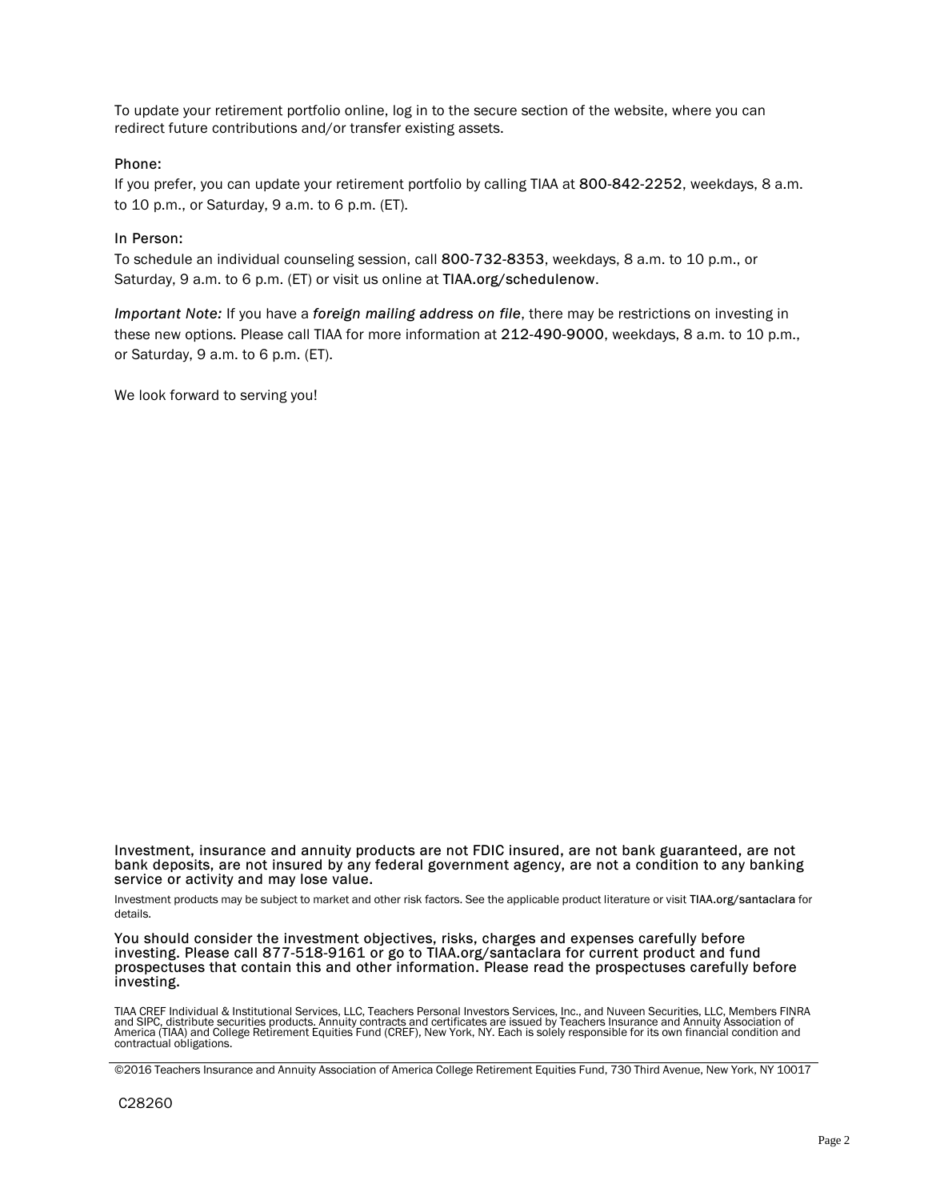To update your retirement portfolio online, log in to the secure section of the website, where you can redirect future contributions and/or transfer existing assets.

Phone:

If you prefer, you can update your retirement portfolio by calling TIAA at 800-842-2252, weekdays, 8 a.m. to 10 p.m., or Saturday, 9 a.m. to 6 p.m. (ET).

In Person:

To schedule an individual counseling session, call 800-732-8353, weekdays, 8 a.m. to 10 p.m., or Saturday, 9 a.m. to 6 p.m. (ET) or visit us online at TIAA.org/schedulenow.

*Important Note:* If you have a *foreign mailing address on file*, there may be restrictions on investing in these new options. Please call TIAA for more information at 212-490-9000, weekdays, 8 a.m. to 10 p.m., or Saturday, 9 a.m. to 6 p.m. (ET).

We look forward to serving you!

Investment, insurance and annuity products are not FDIC insured, are not bank guaranteed, are not bank deposits, are not insured by any federal government agency, are not a condition to any banking service or activity and may lose value.

Investment products may be subject to market and other risk factors. See the applicable product literature or visit TIAA.org/santaclara for details.

You should consider the investment objectives, risks, charges and expenses carefully before investing. Please call 877-518-9161 or go to TIAA.org/santaclara for current product and fund prospectuses that contain this and other information. Please read the prospectuses carefully before investing.

TIAA CREF Individual & Institutional Services, LLC, Teachers Personal Investors Services, Inc., and Nuveen Securities, LLC, Members FINRA and SIPC, distribute securities products. Annuity contracts and certificates are issued by Teachers Insurance and Annuity Association of America (TIAA) and College Retirement Equities Fund (CREF), New York, NY. Each is solely responsible for its own financial condition and contractual obligations.

©2016 Teachers Insurance and Annuity Association of America College Retirement Equities Fund, 730 Third Avenue, New York, NY 10017

C28260